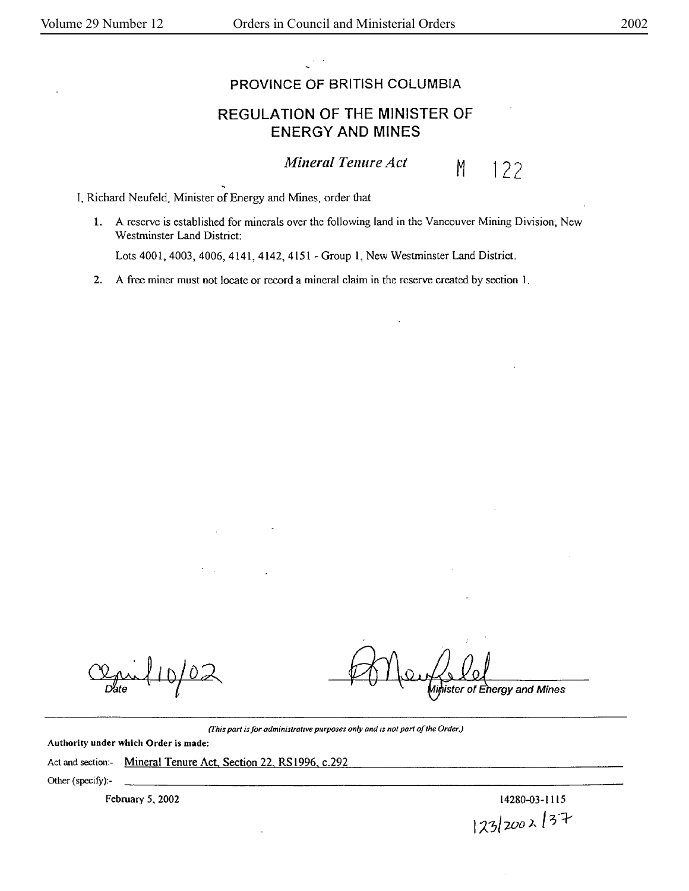# PROVINCE OF BRITISH COLUMBIA

## REGULATION OF THE MINISTER OF ENERGY AND MINES

*Mineral Tenure Act* M 122

I, Richard Neufeld, Minister of Energy and Mines, order that

1. A reserve is established for minerals over the following land in the Vancouver Mining Division, New Westminster Land District:

   Lots 4001, 4003, 4006, 4141, 4142, 4151 - Group 1, New Westminster Land District.

2. A free miner must not locate or record a mineral claim in the reserve created by section 1.

April 10/02
Date

Minister of Energy and Mines

*(This part is for administrative purposes only and is not part of the Order.)*

**Authority under which Order is made:**

Act and section:- Mineral Tenure Act, Section 22, RS1996, c.292

Other (specify):-

February 5, 2002

14280-03-1115

123/2002/37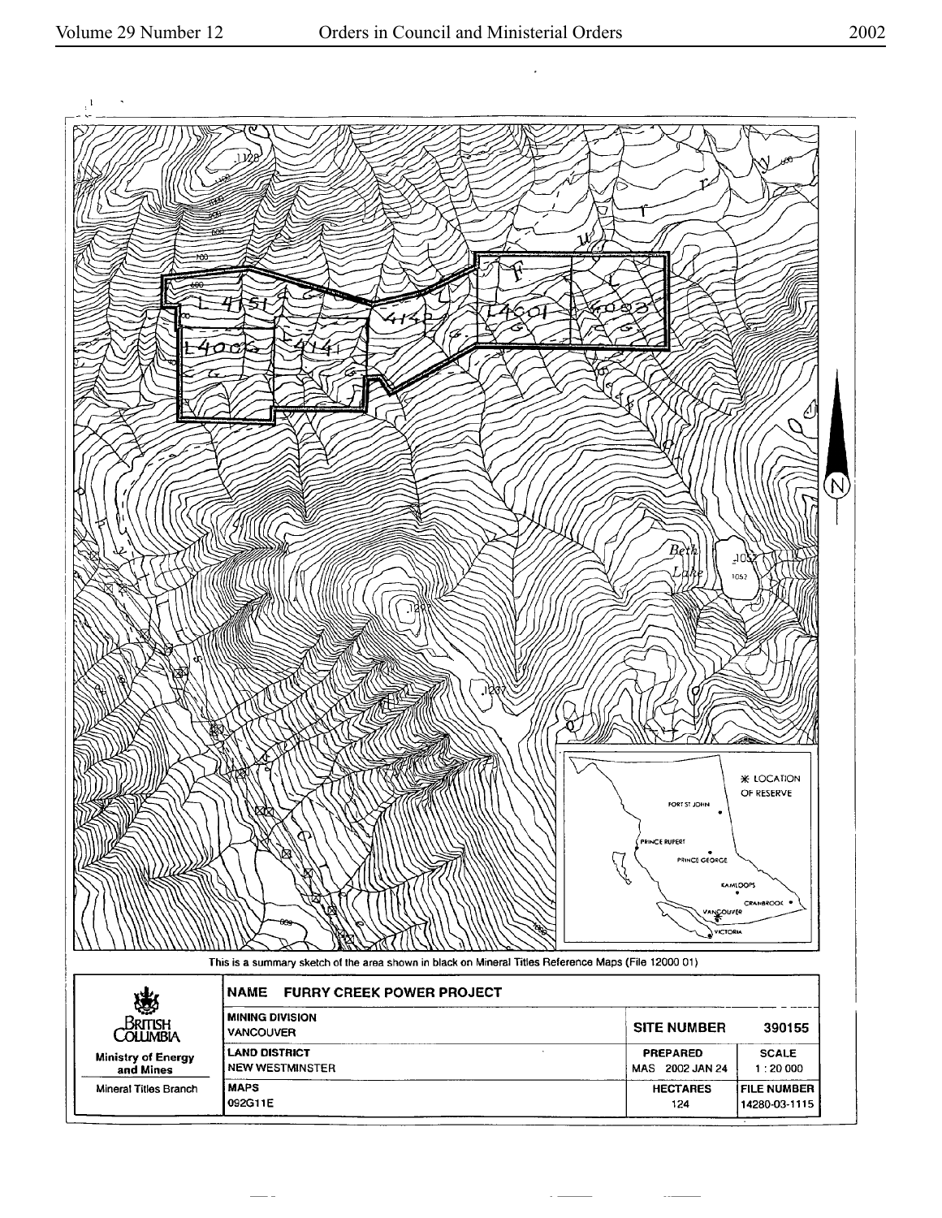This is a summary sketch of the area shown in black on Mineral Titles Reference Maps (File 12000 01)

| | | | |
|---|---|---|---|
| British Columbia | **NAME FURRY CREEK POWER PROJECT** | | |
| **Ministry of Energy and Mines** | **MINING DIVISION** VANCOUVER | **SITE NUMBER** | **390155** |
| Mineral Titles Branch | **LAND DISTRICT** NEW WESTMINSTER | **PREPARED** MAS 2002 JAN 24 | **SCALE** 1 : 20 000 |
| | **MAPS** 092G11E | **HECTARES** 124 | **FILE NUMBER** 14280-03-1115 |